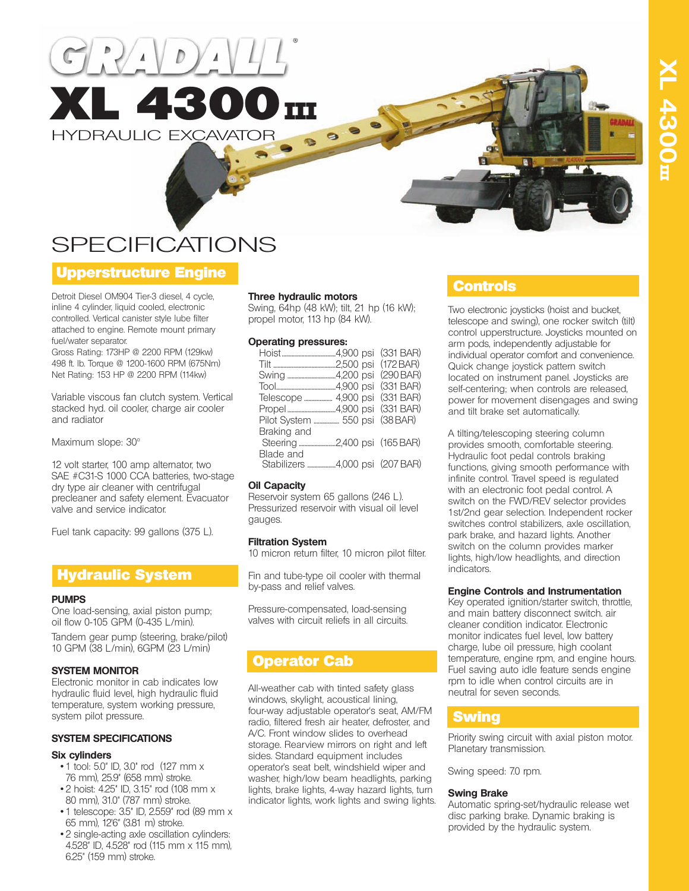# GRADALL®

# XL 4300 III

HYDRAULIC EXCAVATOR

# SPECIFICATIONS

## Upperstructure Engine

Detroit Diesel OM904 Tier-3 diesel, 4 cycle, inline 4 cylinder, liquid cooled, electronic controlled. Vertical canister style lube filter attached to engine. Remote mount primary fuel/water separator.
Gross Rating: 173HP @ 2200 RPM (129kw)
498 ft. lb. Torque @ 1200-1600 RPM (675Nm)
Net Rating: 153 HP @ 2200 RPM (114kw)

Variable viscous fan clutch system. Vertical stacked hyd. oil cooler, charge air cooler and radiator

Maximum slope: 30°

12 volt starter, 100 amp alternator, two SAE #C31-S 1000 CCA batteries, two-stage dry type air cleaner with centrifugal precleaner and safety element. Evacuator valve and service indicator.

Fuel tank capacity: 99 gallons (375 L).

## Hydraulic System

**PUMPS**

One load-sensing, axial piston pump; oil flow 0-105 GPM (0-435 L/min).

Tandem gear pump (steering, brake/pilot) 10 GPM (38 L/min), 6GPM (23 L/min)

**SYSTEM MONITOR**

Electronic monitor in cab indicates low hydraulic fluid level, high hydraulic fluid temperature, system working pressure, system pilot pressure.

**SYSTEM SPECIFICATIONS**

**Six cylinders**

- 1 tool: 5.0" ID, 3.0" rod (127 mm x 76 mm), 25.9" (658 mm) stroke.
- 2 hoist: 4.25" ID, 3.15" rod (108 mm x 80 mm), 31.0" (787 mm) stroke.
- 1 telescope: 3.5" ID, 2.559" rod (89 mm x 65 mm), 12'6" (3.81 m) stroke.
- 2 single-acting axle oscillation cylinders: 4.528" ID, 4.528" rod (115 mm x 115 mm), 6.25" (159 mm) stroke.

**Three hydraulic motors**

Swing, 64hp (48 kW); tilt, 21 hp (16 kW); propel motor, 113 hp (84 kW).

**Operating pressures:**

| | | |
|---|---|---|
| Hoist | 4,900 psi | (331 BAR) |
| Tilt | 2,500 psi | (172 BAR) |
| Swing | 4,200 psi | (290 BAR) |
| Tool | 4,900 psi | (331 BAR) |
| Telescope | 4,900 psi | (331 BAR) |
| Propel | 4,900 psi | (331 BAR) |
| Pilot System | 550 psi | (38 BAR) |
| Braking and Steering | 2,400 psi | (165 BAR) |
| Blade and Stabilizers | 4,000 psi | (207 BAR) |

**Oil Capacity**

Reservoir system 65 gallons (246 L). Pressurized reservoir with visual oil level gauges.

**Filtration System**

10 micron return filter, 10 micron pilot filter.

Fin and tube-type oil cooler with thermal by-pass and relief valves.

Pressure-compensated, load-sensing valves with circuit reliefs in all circuits.

## Operator Cab

All-weather cab with tinted safety glass windows, skylight, acoustical lining, four-way adjustable operator's seat, AM/FM radio, filtered fresh air heater, defroster, and A/C. Front window slides to overhead storage. Rearview mirrors on right and left sides. Standard equipment includes operator's seat belt, windshield wiper and washer, high/low beam headlights, parking lights, brake lights, 4-way hazard lights, turn indicator lights, work lights and swing lights.

## Controls

Two electronic joysticks (hoist and bucket, telescope and swing), one rocker switch (tilt) control upperstructure. Joysticks mounted on arm pods, independently adjustable for individual operator comfort and convenience. Quick change joystick pattern switch located on instrument panel. Joysticks are self-centering; when controls are released, power for movement disengages and swing and tilt brake set automatically.

A tilting/telescoping steering column provides smooth, comfortable steering. Hydraulic foot pedal controls braking functions, giving smooth performance with infinite control. Travel speed is regulated with an electronic foot pedal control. A switch on the FWD/REV selector provides 1st/2nd gear selection. Independent rocker switches control stabilizers, axle oscillation, park brake, and hazard lights. Another switch on the column provides marker lights, high/low headlights, and direction indicators.

**Engine Controls and Instrumentation**

Key operated ignition/starter switch, throttle, and main battery disconnect switch. air cleaner condition indicator. Electronic monitor indicates fuel level, low battery charge, lube oil pressure, high coolant temperature, engine rpm, and engine hours. Fuel saving auto idle feature sends engine rpm to idle when control circuits are in neutral for seven seconds.

## Swing

Priority swing circuit with axial piston motor. Planetary transmission.

Swing speed: 7.0 rpm.

**Swing Brake**

Automatic spring-set/hydraulic release wet disc parking brake. Dynamic braking is provided by the hydraulic system.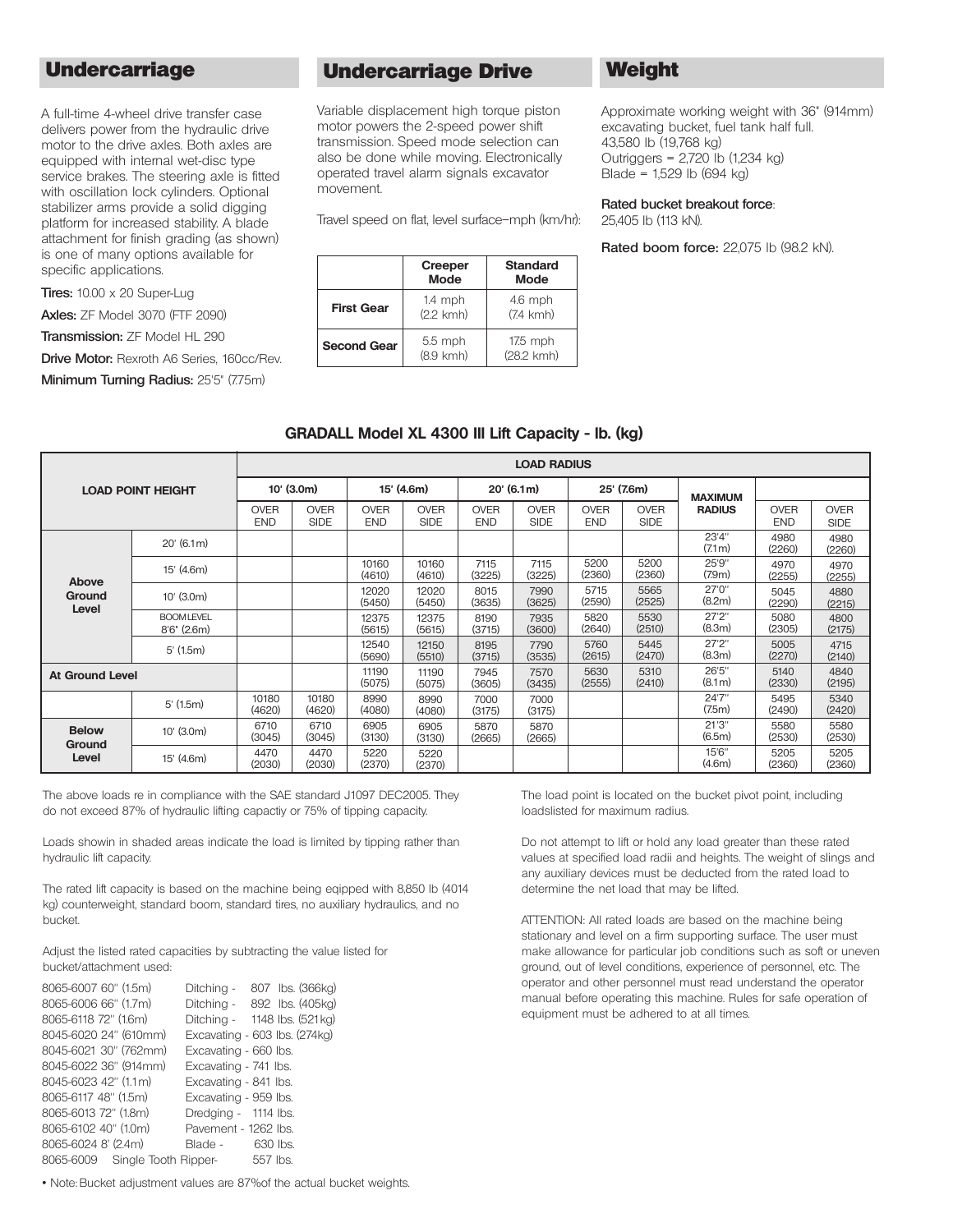## Undercarriage

A full-time 4-wheel drive transfer case delivers power from the hydraulic drive motor to the drive axles. Both axles are equipped with internal wet-disc type service brakes. The steering axle is fitted with oscillation lock cylinders. Optional stabilizer arms provide a solid digging platform for increased stability. A blade attachment for finish grading (as shown) is one of many options available for specific applications.

**Tires:** 10.00 x 20 Super-Lug

**Axles:** ZF Model 3070 (FTF 2090)

**Transmission:** ZF Model HL 290

**Drive Motor:** Rexroth A6 Series, 160cc/Rev.

**Minimum Turning Radius:** 25'5" (7.75m)

## Undercarriage Drive

Variable displacement high torque piston motor powers the 2-speed power shift transmission. Speed mode selection can also be done while moving. Electronically operated travel alarm signals excavator movement.

Travel speed on flat, level surface–mph (km/hr):

| | Creeper Mode | Standard Mode |
|---|---|---|
| **First Gear** | 1.4 mph (2.2 kmh) | 4.6 mph (7.4 kmh) |
| **Second Gear** | 5.5 mph (8.9 kmh) | 17.5 mph (28.2 kmh) |

## Weight

Approximate working weight with 36" (914mm) excavating bucket, fuel tank half full.
43,580 lb (19,768 kg)
Outriggers = 2,720 lb (1,234 kg)
Blade = 1,529 lb (694 kg)

**Rated bucket breakout force**:
25,405 lb (113 kN).

**Rated boom force:** 22,075 lb (98.2 kN).

### GRADALL Model XL 4300 III Lift Capacity - lb. (kg)

| LOAD POINT HEIGHT | | LOAD RADIUS | | | | | | | | | | |
|---|---|---|---|---|---|---|---|---|---|---|---|---|
| | | 10' (3.0m) | | 15' (4.6m) | | 20' (6.1m) | | 25' (7.6m) | | MAXIMUM RADIUS | | |
| | | OVER END | OVER SIDE | OVER END | OVER SIDE | OVER END | OVER SIDE | OVER END | OVER SIDE | | OVER END | OVER SIDE |
| Above Ground Level | 20' (6.1m) | | | | | | | | | 23'4" (7.1m) | 4980 (2260) | 4980 (2260) |
| | 15' (4.6m) | | | 10160 (4610) | 10160 (4610) | 7115 (3225) | 7115 (3225) | 5200 (2360) | 5200 (2360) | 25'9" (7.9m) | 4970 (2255) | 4970 (2255) |
| | 10' (3.0m) | | | 12020 (5450) | 12020 (5450) | 8015 (3635) | 7990 (3625) | 5715 (2590) | 5565 (2525) | 27'0" (8.2m) | 5045 (2290) | 4880 (2215) |
| | BOOM LEVEL 8'6" (2.6m) | | | 12375 (5615) | 12375 (5615) | 8190 (3715) | 7935 (3600) | 5820 (2640) | 5530 (2510) | 27'2" (8.3m) | 5080 (2305) | 4800 (2175) |
| | 5' (1.5m) | | | 12540 (5690) | 12150 (5510) | 8195 (3715) | 7790 (3535) | 5760 (2615) | 5445 (2470) | 27'2" (8.3m) | 5005 (2270) | 4715 (2140) |
| At Ground Level | | | | 11190 (5075) | 11190 (5075) | 7945 (3605) | 7570 (3435) | 5630 (2555) | 5310 (2410) | 26'5" (8.1m) | 5140 (2330) | 4840 (2195) |
| | 5' (1.5m) | 10180 (4620) | 10180 (4620) | 8990 (4080) | 8990 (4080) | 7000 (3175) | 7000 (3175) | | | 24'7" (7.5m) | 5495 (2490) | 5340 (2420) |
| Below Ground Level | 10' (3.0m) | 6710 (3045) | 6710 (3045) | 6905 (3130) | 6905 (3130) | 5870 (2665) | 5870 (2665) | | | 21'3" (6.5m) | 5580 (2530) | 5580 (2530) |
| | 15' (4.6m) | 4470 (2030) | 4470 (2030) | 5220 (2370) | 5220 (2370) | | | | | 15'6" (4.6m) | 5205 (2360) | 5205 (2360) |

The above loads re in compliance with the SAE standard J1097 DEC2005. They do not exceed 87% of hydraulic lifting capactiy or 75% of tipping capacity.

Loads showin in shaded areas indicate the load is limited by tipping rather than hydraulic lift capacity.

The rated lift capacity is based on the machine being eqipped with 8,850 lb (4014 kg) counterweight, standard boom, standard tires, no auxiliary hydraulics, and no bucket.

Adjust the listed rated capacities by subtracting the value listed for bucket/attachment used:

8065-6007 60" (1.5m) Ditching - 807 lbs. (366kg)
8065-6006 66" (1.7m) Ditching - 892 lbs. (405kg)
8065-6118 72" (1.6m) Ditching - 1148 lbs. (521kg)
8045-6020 24" (610mm) Excavating - 603 lbs. (274kg)
8045-6021 30" (762mm) Excavating - 660 lbs.
8045-6022 36" (914mm) Excavating - 741 lbs.
8045-6023 42" (1.1m) Excavating - 841 lbs.
8065-6117 48" (1.5m) Excavating - 959 lbs.
8065-6013 72" (1.8m) Dredging - 1114 lbs.
8065-6102 40" (1.0m) Pavement - 1262 lbs.
8065-6024 8' (2.4m) Blade - 630 lbs.
8065-6009 Single Tooth Ripper- 557 lbs.

• Note: Bucket adjustment values are 87%of the actual bucket weights.

The load point is located on the bucket pivot point, including loadslisted for maximum radius.

Do not attempt to lift or hold any load greater than these rated values at specified load radii and heights. The weight of slings and any auxiliary devices must be deducted from the rated load to determine the net load that may be lifted.

ATTENTION: All rated loads are based on the machine being stationary and level on a firm supporting surface. The user must make allowance for particular job conditions such as soft or uneven ground, out of level conditions, experience of personnel, etc. The operator and other personnel must read understand the operator manual before operating this machine. Rules for safe operation of equipment must be adhered to at all times.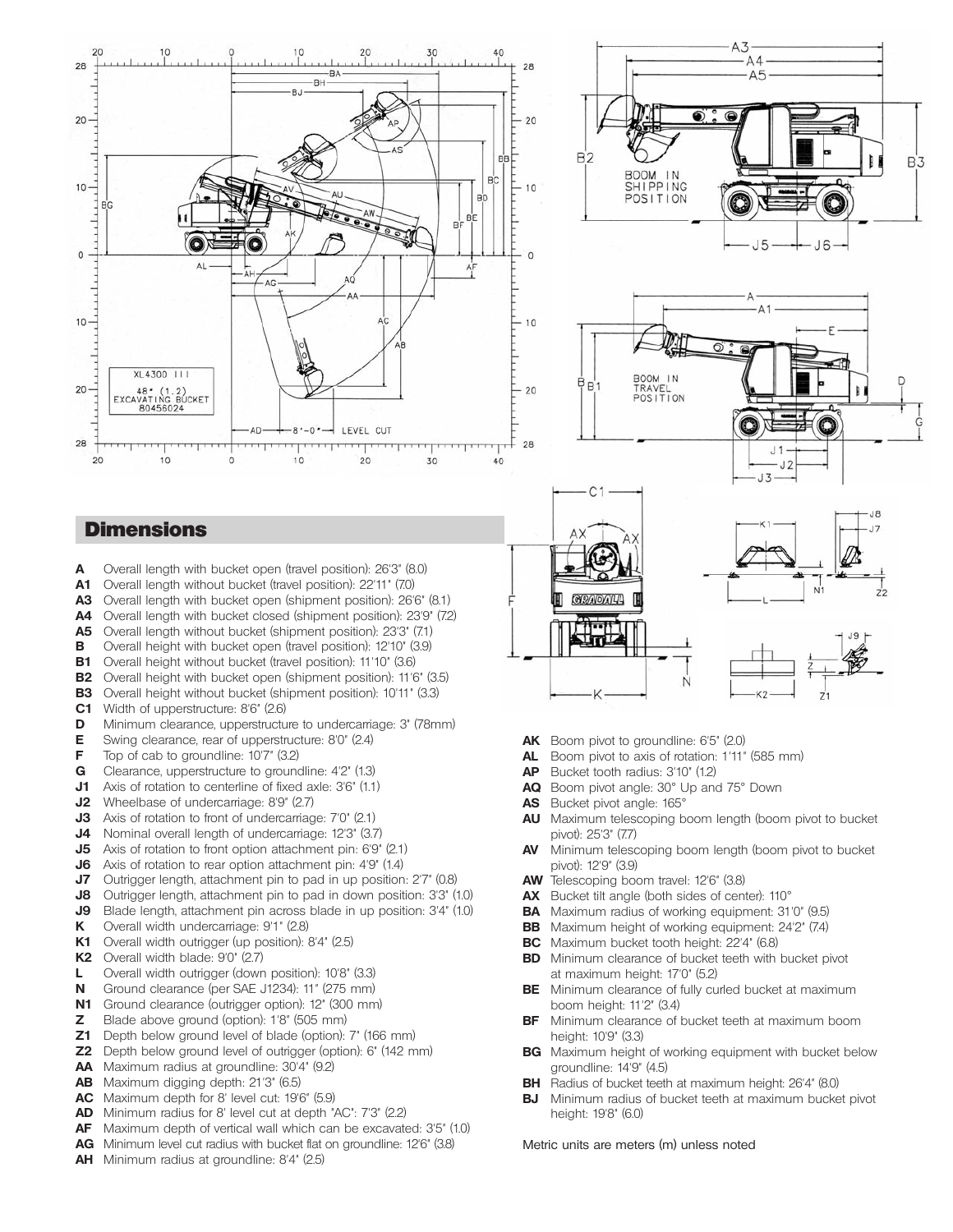## Dimensions

- **A** Overall length with bucket open (travel position): 26'3" (8.0)
- **A1** Overall length without bucket (travel position): 22'11" (7.0)
- **A3** Overall length with bucket open (shipment position): 26'6" (8.1)
- **A4** Overall length with bucket closed (shipment position): 23'9" (7.2)
- **A5** Overall length without bucket (shipment position): 23'3" (7.1)
- **B** Overall height with bucket open (travel position): 12'10" (3.9)
- **B1** Overall height without bucket (travel position): 11'10" (3.6)
- **B2** Overall height with bucket open (shipment position): 11'6" (3.5)
- **B3** Overall height without bucket (shipment position): 10'11" (3.3)
- **C1** Width of upperstructure: 8'6" (2.6)
- **D** Minimum clearance, upperstructure to undercarriage: 3" (78mm)
- **E** Swing clearance, rear of upperstructure: 8'0" (2.4)
- **F** Top of cab to groundline: 10'7" (3.2)
- **G** Clearance, upperstructure to groundline: 4'2" (1.3)
- **J1** Axis of rotation to centerline of fixed axle: 3'6" (1.1)
- **J2** Wheelbase of undercarriage: 8'9" (2.7)
- **J3** Axis of rotation to front of undercarriage: 7'0" (2.1)
- **J4** Nominal overall length of undercarriage: 12'3" (3.7)
- **J5** Axis of rotation to front option attachment pin: 6'9" (2.1)
- **J6** Axis of rotation to rear option attachment pin: 4'9" (1.4)
- **J7** Outrigger length, attachment pin to pad in up position: 2'7" (0.8)
- **J8** Outrigger length, attachment pin to pad in down position: 3'3" (1.0)
- **J9** Blade length, attachment pin across blade in up position: 3'4" (1.0)
- **K** Overall width undercarriage: 9'1" (2.8)
- **K1** Overall width outrigger (up position): 8'4" (2.5)
- **K2** Overall width blade: 9'0" (2.7)
- **L** Overall width outrigger (down position): 10'8" (3.3)
- **N** Ground clearance (per SAE J1234): 11" (275 mm)
- **N1** Ground clearance (outrigger option): 12" (300 mm)
- **Z** Blade above ground (option): 1'8" (505 mm)
- **Z1** Depth below ground level of blade (option): 7" (166 mm)
- **Z2** Depth below ground level of outrigger (option): 6" (142 mm)
- **AA** Maximum radius at groundline: 30'4" (9.2)
- **AB** Maximum digging depth: 21'3" (6.5)
- **AC** Maximum depth for 8' level cut: 19'6" (5.9)
- **AD** Minimum radius for 8' level cut at depth "AC": 7'3" (2.2)
- **AF** Maximum depth of vertical wall which can be excavated: 3'5" (1.0)
- **AG** Minimum level cut radius with bucket flat on groundline: 12'6" (3.8)
- **AH** Minimum radius at groundline: 8'4" (2.5)
- **AK** Boom pivot to groundline: 6'5" (2.0)
- **AL** Boom pivot to axis of rotation: 1'11" (585 mm)
- **AP** Bucket tooth radius: 3'10" (1.2)
- **AQ** Boom pivot angle: 30° Up and 75° Down
- **AS** Bucket pivot angle: 165°
- **AU** Maximum telescoping boom length (boom pivot to bucket pivot): 25'3" (7.7)
- **AV** Minimum telescoping boom length (boom pivot to bucket pivot): 12'9" (3.9)
- **AW** Telescoping boom travel: 12'6" (3.8)
- **AX** Bucket tilt angle (both sides of center): 110°
- **BA** Maximum radius of working equipment: 31'0" (9.5)
- **BB** Maximum height of working equipment: 24'2" (7.4)
- **BC** Maximum bucket tooth height: 22'4" (6.8)
- **BD** Minimum clearance of bucket teeth with bucket pivot at maximum height: 17'0" (5.2)
- **BE** Minimum clearance of fully curled bucket at maximum boom height: 11'2" (3.4)
- **BF** Minimum clearance of bucket teeth at maximum boom height: 10'9" (3.3)
- **BG** Maximum height of working equipment with bucket below groundline: 14'9" (4.5)
- **BH** Radius of bucket teeth at maximum height: 26'4" (8.0)
- **BJ** Minimum radius of bucket teeth at maximum bucket pivot height: 19'8" (6.0)

Metric units are meters (m) unless noted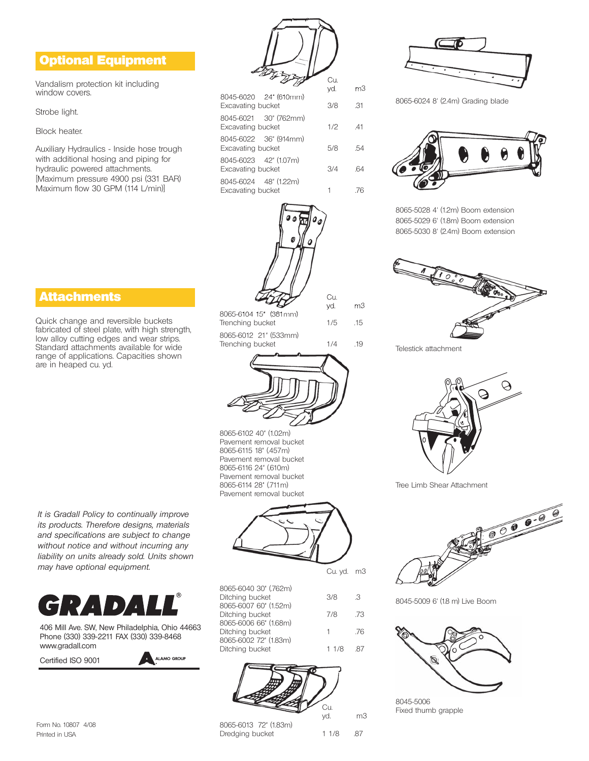## Optional Equipment

Vandalism protection kit including window covers.

Strobe light.

Block heater.

Auxiliary Hydraulics - Inside hose trough with additional hosing and piping for hydraulic powered attachments. [Maximum pressure 4900 psi (331 BAR) Maximum flow 30 GPM (114 L/min)]

## Attachments

Quick change and reversible buckets fabricated of steel plate, with high strength, low alloy cutting edges and wear strips. Standard attachments available for wide range of applications. Capacities shown are in heaped cu. yd.

| | Cu. yd. | m3 |
|---|---|---|
| 8045-6020 24" (610mm) Excavating bucket | 3/8 | .31 |
| 8045-6021 30" (762mm) Excavating bucket | 1/2 | .41 |
| 8045-6022 36" (914mm) Excavating bucket | 5/8 | .54 |
| 8045-6023 42" (1.07m) Excavating bucket | 3/4 | .64 |
| 8045-6024 48" (1.22m) Excavating bucket | 1 | .76 |

| | Cu. yd. | m3 |
|---|---|---|
| 8065-6104 15" (381mm) Trenching bucket | 1/5 | .15 |
| 8065-6012 21" (533mm) Trenching bucket | 1/4 | .19 |

8065-6102 40" (1.02m) Pavement removal bucket
8065-6115 18" (.457m) Pavement removal bucket
8065-6116 24" (.610m) Pavement removal bucket
8065-6114 28" (.711m) Pavement removal bucket

| | Cu. yd. | m3 |
|---|---|---|
| 8065-6040 30" (.762m) Ditching bucket | 3/8 | .3 |
| 8065-6007 60" (1.52m) Ditching bucket | 7/8 | .73 |
| 8065-6006 66" (1.68m) Ditching bucket | 1 | .76 |
| 8065-6002 72" (1.83m) Ditching bucket | 1 1/8 | .87 |

| | Cu. yd. | m3 |
|---|---|---|
| 8065-6013 72" (1.83m) Dredging bucket | 1 1/8 | .87 |

8065-6024 8' (2.4m) Grading blade

8065-5028 4' (1.2m) Boom extension
8065-5029 6' (1.8m) Boom extension
8065-5030 8' (2.4m) Boom extension

Telestick attachment

Tree Limb Shear Attachment

8045-5009 6' (1.8 m) Live Boom

8045-5006
Fixed thumb grapple

*It is Gradall Policy to continually improve its products. Therefore designs, materials and specifications are subject to change without notice and without incurring any liability on units already sold. Units shown may have optional equipment.*

**GRADALL®**

406 Mill Ave. SW, New Philadelphia, Ohio 44663
Phone (330) 339-2211 FAX (330) 339-8468
www.gradall.com

Certified ISO 9001

ALAMO GROUP

Form No. 10807 4/08
Printed in USA